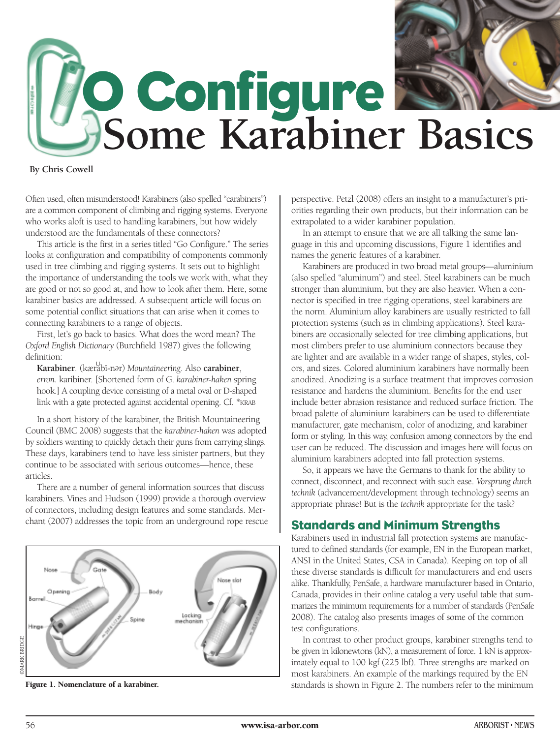# Go Configure

## Some Karabiner Basics

**By Chris Cowell**

Often used, often misunderstood! Karabiners (also spelled "carabiners") are a common component of climbing and rigging systems. Everyone who works aloft is used to handling karabiners, but how widely understood are the fundamentals of these connectors?

This article is the first in a series titled "Go Configure." The series looks at configuration and compatibility of components commonly used in tree climbing and rigging systems. It sets out to highlight the importance of understanding the tools we work with, what they are good or not so good at, and how to look after them. Here, some karabiner basics are addressed. A subsequent article will focus on some potential conflict situations that can arise when it comes to connecting karabiners to a range of objects.

First, let's go back to basics. What does the word mean? The *Oxford English Dictionary* (Burchfield 1987) gives the following definition:

> **Karabiner**. (kærăbī-nər) *Mountaineering*. Also **carabiner**, *erron.* karibiner. [Shortened form of G. *karabiner-haken* spring hook.] A coupling device consisting of a metal oval or D-shaped link with a gate protected against accidental opening. Cf. *KRAB

In a short history of the karabiner, the British Mountaineering Council (BMC 2008) suggests that the *karabiner-haken* was adopted by soldiers wanting to quickly detach their guns from carrying slings. These days, karabiners tend to have less sinister partners, but they continue to be associated with serious outcomes—hence, these articles.

There are a number of general information sources that discuss karabiners. Vines and Hudson (1999) provide a thorough overview of connectors, including design features and some standards. Merchant (2007) addresses the topic from an underground rope rescue perspective. Petzl (2008) offers an insight to a manufacturer's priorities regarding their own products, but their information can be extrapolated to a wider karabiner population.

In an attempt to ensure that we are all talking the same language in this and upcoming discussions, Figure 1 identifies and names the generic features of a karabiner.

**Figure 1. Nomenclature of a karabiner.**

Karabiners are produced in two broad metal groups—aluminium (also spelled "aluminum") and steel. Steel karabiners can be much stronger than aluminium, but they are also heavier. When a connector is specified in tree rigging operations, steel karabiners are the norm. Aluminium alloy karabiners are usually restricted to fall protection systems (such as in climbing applications). Steel karabiners are occasionally selected for tree climbing applications, but most climbers prefer to use aluminium connectors because they are lighter and are available in a wider range of shapes, styles, colors, and sizes. Colored aluminium karabiners have normally been anodized. Anodizing is a surface treatment that improves corrosion resistance and hardens the aluminium. Benefits for the end user include better abrasion resistance and reduced surface friction. The broad palette of aluminium karabiners can be used to differentiate manufacturer, gate mechanism, color of anodizing, and karabiner form or styling. In this way, confusion among connectors by the end user can be reduced. The discussion and images here will focus on aluminium karabiners adopted into fall protection systems.

So, it appears we have the Germans to thank for the ability to connect, disconnect, and reconnect with such ease. *Vorsprung durch technik* (advancement/development through technology) seems an appropriate phrase! But is the *technik* appropriate for the task?

## Standards and Minimum Strengths

Karabiners used in industrial fall protection systems are manufactured to defined standards (for example, EN in the European market, ANSI in the United States, CSA in Canada). Keeping on top of all these diverse standards is difficult for manufacturers and end users alike. Thankfully, PenSafe, a hardware manufacturer based in Ontario, Canada, provides in their online catalog a very useful table that summarizes the minimum requirements for a number of standards (PenSafe 2008). The catalog also presents images of some of the common test configurations.

In contrast to other product groups, karabiner strengths tend to be given in kilonewtons (kN), a measurement of force. 1 kN is approximately equal to 100 kgf (225 lbf). Three strengths are marked on most karabiners. An example of the markings required by the EN standards is shown in Figure 2. The numbers refer to the minimum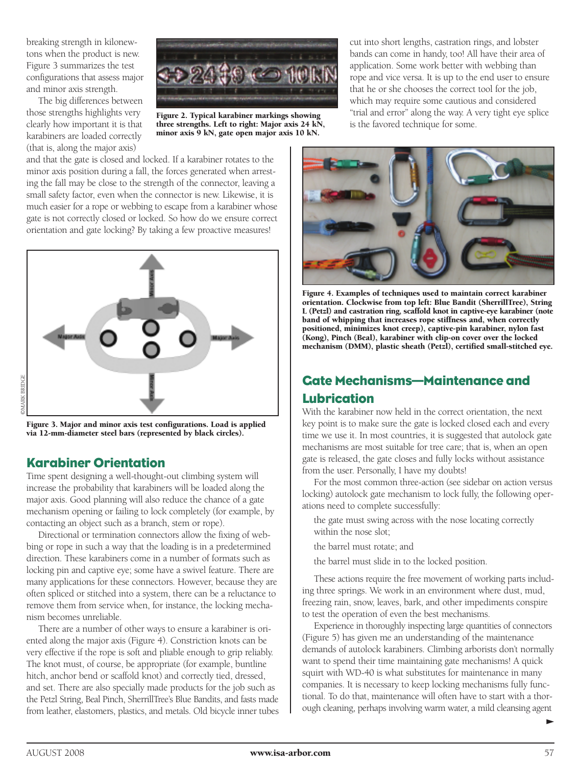breaking strength in kilonewtons when the product is new. Figure 3 summarizes the test configurations that assess major and minor axis strength.

The big differences between those strengths highlight very clearly how important it is that karabiners are loaded correctly (that is, along the major axis) and that the gate is closed and locked. If a karabiner rotates to the minor axis position during a fall, the forces generated when arresting the fall may be close to the strength of the connector, leaving a small safety factor, even when the connector is new. Likewise, it is much easier for a rope or webbing to escape from a karabiner whose gate is not correctly closed or locked. So how do we ensure correct orientation and gate locking? By taking a few proactive measures!

Figure 2. Typical karabiner markings showing three strengths. Left to right: Major axis 24 kN, minor axis 9 kN, gate open major axis 10 kN.

Figure 3. Major and minor axis test configurations. Load is applied via 12-mm-diameter steel bars (represented by black circles).

## Karabiner Orientation

Time spent designing a well-thought-out climbing system will increase the probability that karabiners will be loaded along the major axis. Good planning will also reduce the chance of a gate mechanism opening or failing to lock completely (for example, by contacting an object such as a branch, stem or rope).

Directional or termination connectors allow the fixing of webbing or rope in such a way that the loading is in a predetermined direction. These karabiners come in a number of formats such as locking pin and captive eye; some have a swivel feature. There are many applications for these connectors. However, because they are often spliced or stitched into a system, there can be a reluctance to remove them from service when, for instance, the locking mechanism becomes unreliable.

There are a number of other ways to ensure a karabiner is oriented along the major axis (Figure 4). Constriction knots can be very effective if the rope is soft and pliable enough to grip reliably. The knot must, of course, be appropriate (for example, buntline hitch, anchor bend or scaffold knot) and correctly tied, dressed, and set. There are also specially made products for the job such as the Petzl String, Beal Pinch, SherrillTree's Blue Bandits, and fasts made from leather, elastomers, plastics, and metals. Old bicycle inner tubes cut into short lengths, castration rings, and lobster bands can come in handy, too! All have their area of application. Some work better with webbing than rope and vice versa. It is up to the end user to ensure that he or she chooses the correct tool for the job, which may require some cautious and considered "trial and error" along the way. A very tight eye splice is the favored technique for some.

Figure 4. Examples of techniques used to maintain correct karabiner orientation. Clockwise from top left: Blue Bandit (SherrillTree), String L (Petzl) and castration ring, scaffold knot in captive-eye karabiner (note band of whipping that increases rope stiffness and, when correctly positioned, minimizes knot creep), captive-pin karabiner, nylon fast (Kong), Pinch (Beal), karabiner with clip-on cover over the locked mechanism (DMM), plastic sheath (Petzl), certified small-stitched eye.

## Gate Mechanisms—Maintenance and Lubrication

With the karabiner now held in the correct orientation, the next key point is to make sure the gate is locked closed each and every time we use it. In most countries, it is suggested that autolock gate mechanisms are most suitable for tree care; that is, when an open gate is released, the gate closes and fully locks without assistance from the user. Personally, I have my doubts!

For the most common three-action (see sidebar on action versus locking) autolock gate mechanism to lock fully, the following operations need to complete successfully:

- the gate must swing across with the nose locating correctly within the nose slot;
- the barrel must rotate; and
- the barrel must slide in to the locked position.

These actions require the free movement of working parts including three springs. We work in an environment where dust, mud, freezing rain, snow, leaves, bark, and other impediments conspire to test the operation of even the best mechanisms.

Experience in thoroughly inspecting large quantities of connectors (Figure 5) has given me an understanding of the maintenance demands of autolock karabiners. Climbing arborists don't normally want to spend their time maintaining gate mechanisms! A quick squirt with WD-40 is what substitutes for maintenance in many companies. It is necessary to keep locking mechanisms fully functional. To do that, maintenance will often have to start with a thorough cleaning, perhaps involving warm water, a mild cleansing agent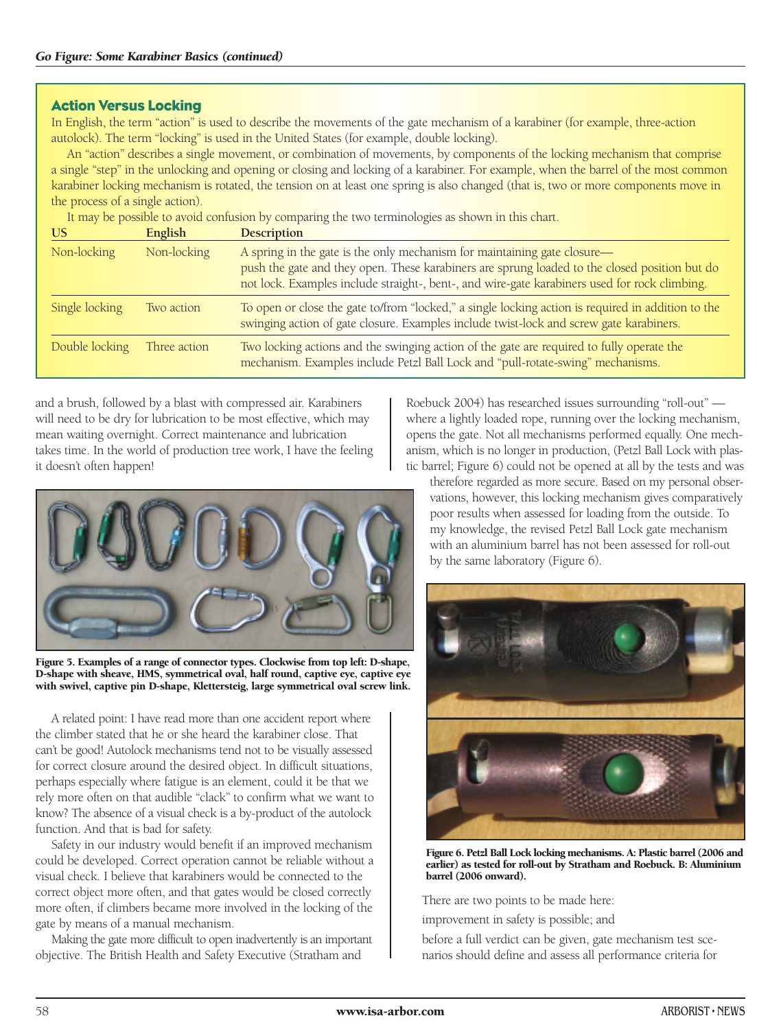## Action Versus Locking

In English, the term "action" is used to describe the movements of the gate mechanism of a karabiner (for example, three-action autolock). The term "locking" is used in the United States (for example, double locking).

An "action" describes a single movement, or combination of movements, by components of the locking mechanism that comprise a single "step" in the unlocking and opening or closing and locking of a karabiner. For example, when the barrel of the most common karabiner locking mechanism is rotated, the tension on at least one spring is also changed (that is, two or more components move in the process of a single action).

It may be possible to avoid confusion by comparing the two terminologies as shown in this chart.

| US | English | Description |
|---|---|---|
| Non-locking | Non-locking | A spring in the gate is the only mechanism for maintaining gate closure—push the gate and they open. These karabiners are sprung loaded to the closed position but do not lock. Examples include straight-, bent-, and wire-gate karabiners used for rock climbing. |
| Single locking | Two action | To open or close the gate to/from "locked," a single locking action is required in addition to the swinging action of gate closure. Examples include twist-lock and screw gate karabiners. |
| Double locking | Three action | Two locking actions and the swinging action of the gate are required to fully operate the mechanism. Examples include Petzl Ball Lock and "pull-rotate-swing" mechanisms. |

and a brush, followed by a blast with compressed air. Karabiners will need to be dry for lubrication to be most effective, which may mean waiting overnight. Correct maintenance and lubrication takes time. In the world of production tree work, I have the feeling it doesn't often happen!

**Figure 5. Examples of a range of connector types. Clockwise from top left: D-shape, D-shape with sheave, HMS, symmetrical oval, half round, captive eye, captive eye with swivel, captive pin D-shape, Klettersteig, large symmetrical oval screw link.**

A related point: I have read more than one accident report where the climber stated that he or she heard the karabiner close. That can't be good! Autolock mechanisms tend not to be visually assessed for correct closure around the desired object. In difficult situations, perhaps especially where fatigue is an element, could it be that we rely more often on that audible "clack" to confirm what we want to know? The absence of a visual check is a by-product of the autolock function. And that is bad for safety.

Safety in our industry would benefit if an improved mechanism could be developed. Correct operation cannot be reliable without a visual check. I believe that karabiners would be connected to the correct object more often, and that gates would be closed correctly more often, if climbers became more involved in the locking of the gate by means of a manual mechanism.

Making the gate more difficult to open inadvertently is an important objective. The British Health and Safety Executive (Stratham and Roebuck 2004) has researched issues surrounding "roll-out"—where a lightly loaded rope, running over the locking mechanism, opens the gate. Not all mechanisms performed equally. One mechanism, which is no longer in production, (Petzl Ball Lock with plastic barrel; Figure 6) could not be opened at all by the tests and was therefore regarded as more secure. Based on my personal observations, however, this locking mechanism gives comparatively poor results when assessed for loading from the outside. To my knowledge, the revised Petzl Ball Lock gate mechanism with an aluminium barrel has not been assessed for roll-out by the same laboratory (Figure 6).

**Figure 6. Petzl Ball Lock locking mechanisms. A: Plastic barrel (2006 and earlier) as tested for roll-out by Stratham and Roebuck. B: Aluminium barrel (2006 onward).**

There are two points to be made here:

improvement in safety is possible; and

before a full verdict can be given, gate mechanism test scenarios should define and assess all performance criteria for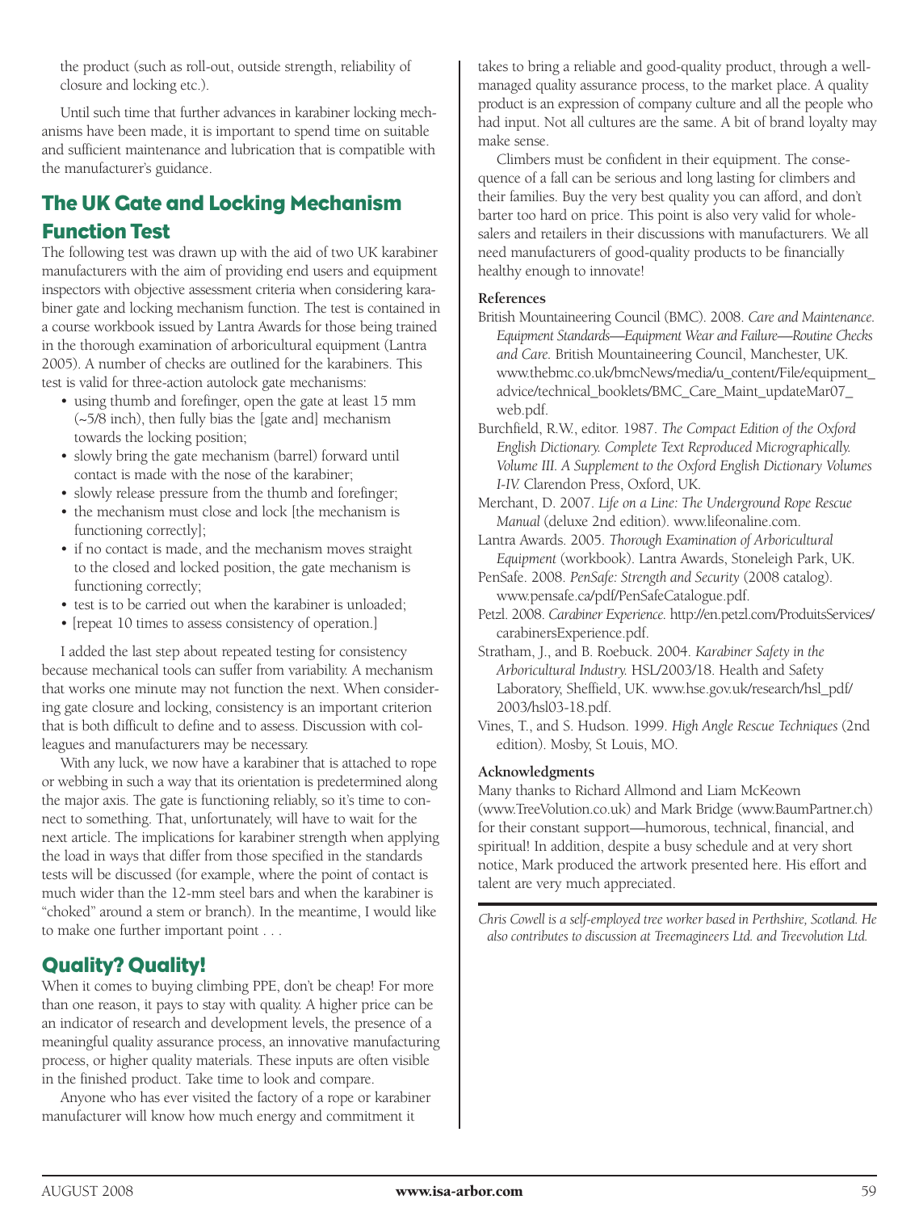the product (such as roll-out, outside strength, reliability of closure and locking etc.).

Until such time that further advances in karabiner locking mechanisms have been made, it is important to spend time on suitable and sufficient maintenance and lubrication that is compatible with the manufacturer's guidance.

## The UK Gate and Locking Mechanism Function Test

The following test was drawn up with the aid of two UK karabiner manufacturers with the aim of providing end users and equipment inspectors with objective assessment criteria when considering karabiner gate and locking mechanism function. The test is contained in a course workbook issued by Lantra Awards for those being trained in the thorough examination of arboricultural equipment (Lantra 2005). A number of checks are outlined for the karabiners. This test is valid for three-action autolock gate mechanisms:

- using thumb and forefinger, open the gate at least 15 mm (~5/8 inch), then fully bias the [gate and] mechanism towards the locking position;
- slowly bring the gate mechanism (barrel) forward until contact is made with the nose of the karabiner;
- slowly release pressure from the thumb and forefinger;
- the mechanism must close and lock [the mechanism is functioning correctly];
- if no contact is made, and the mechanism moves straight to the closed and locked position, the gate mechanism is functioning correctly;
- test is to be carried out when the karabiner is unloaded;
- [repeat 10 times to assess consistency of operation.]

I added the last step about repeated testing for consistency because mechanical tools can suffer from variability. A mechanism that works one minute may not function the next. When considering gate closure and locking, consistency is an important criterion that is both difficult to define and to assess. Discussion with colleagues and manufacturers may be necessary.

With any luck, we now have a karabiner that is attached to rope or webbing in such a way that its orientation is predetermined along the major axis. The gate is functioning reliably, so it's time to connect to something. That, unfortunately, will have to wait for the next article. The implications for karabiner strength when applying the load in ways that differ from those specified in the standards tests will be discussed (for example, where the point of contact is much wider than the 12-mm steel bars and when the karabiner is "choked" around a stem or branch). In the meantime, I would like to make one further important point . . .

## Quality? Quality!

When it comes to buying climbing PPE, don't be cheap! For more than one reason, it pays to stay with quality. A higher price can be an indicator of research and development levels, the presence of a meaningful quality assurance process, an innovative manufacturing process, or higher quality materials. These inputs are often visible in the finished product. Take time to look and compare.

Anyone who has ever visited the factory of a rope or karabiner manufacturer will know how much energy and commitment it takes to bring a reliable and good-quality product, through a well-managed quality assurance process, to the market place. A quality product is an expression of company culture and all the people who had input. Not all cultures are the same. A bit of brand loyalty may make sense.

Climbers must be confident in their equipment. The consequence of a fall can be serious and long lasting for climbers and their families. Buy the very best quality you can afford, and don't barter too hard on price. This point is also very valid for wholesalers and retailers in their discussions with manufacturers. We all need manufacturers of good-quality products to be financially healthy enough to innovate!

### References

British Mountaineering Council (BMC). 2008. *Care and Maintenance. Equipment Standards—Equipment Wear and Failure—Routine Checks and Care.* British Mountaineering Council, Manchester, UK. www.thebmc.co.uk/bmcNews/media/u_content/File/equipment_advice/technical_booklets/BMC_Care_Maint_updateMar07_web.pdf.

Burchfield, R.W., editor. 1987. *The Compact Edition of the Oxford English Dictionary. Complete Text Reproduced Micrographically. Volume III. A Supplement to the Oxford English Dictionary Volumes I-IV.* Clarendon Press, Oxford, UK.

Merchant, D. 2007. *Life on a Line: The Underground Rope Rescue Manual* (deluxe 2nd edition). www.lifeonaline.com.

Lantra Awards. 2005. *Thorough Examination of Arboricultural Equipment* (workbook). Lantra Awards, Stoneleigh Park, UK.

PenSafe. 2008. *PenSafe: Strength and Security* (2008 catalog). www.pensafe.ca/pdf/PenSafeCatalogue.pdf.

Petzl. 2008. *Carabiner Experience.* http://en.petzl.com/ProduitsServices/carabinersExperience.pdf.

Stratham, J., and B. Roebuck. 2004. *Karabiner Safety in the Arboricultural Industry.* HSL/2003/18. Health and Safety Laboratory, Sheffield, UK. www.hse.gov.uk/research/hsl_pdf/2003/hsl03-18.pdf.

Vines, T., and S. Hudson. 1999. *High Angle Rescue Techniques* (2nd edition). Mosby, St Louis, MO.

### Acknowledgments

Many thanks to Richard Allmond and Liam McKeown (www.TreeVolution.co.uk) and Mark Bridge (www.BaumPartner.ch) for their constant support—humorous, technical, financial, and spiritual! In addition, despite a busy schedule and at very short notice, Mark produced the artwork presented here. His effort and talent are very much appreciated.

*Chris Cowell is a self-employed tree worker based in Perthshire, Scotland. He also contributes to discussion at Treemagineers Ltd. and Treevolution Ltd.*